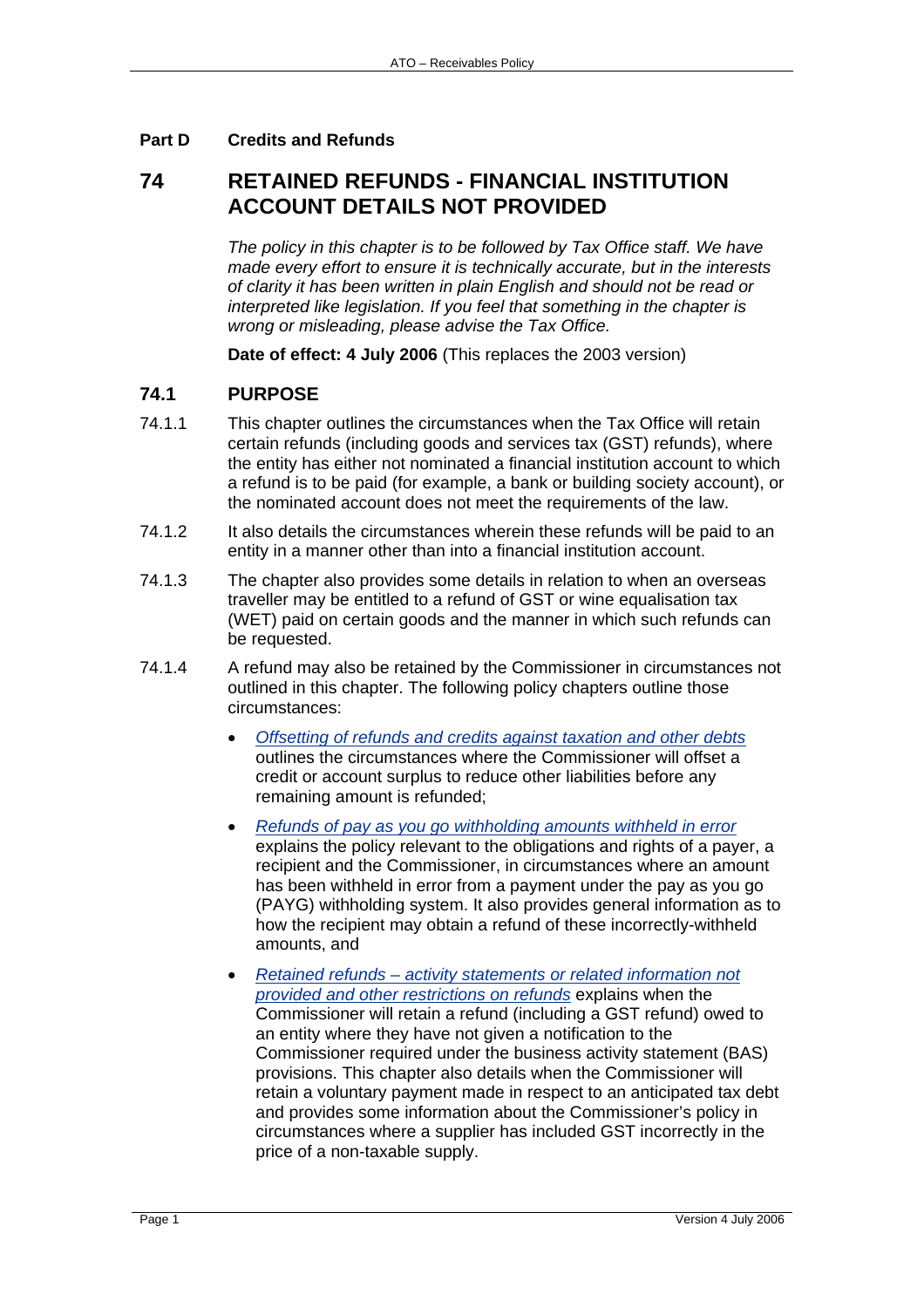**Part D Credits and Refunds**

# 74 RETAINED REFUNDS - FINANCIAL INSTITUTION ACCOUNT DETAILS NOT PROVIDED

*The policy in this chapter is to be followed by Tax Office staff. We have made every effort to ensure it is technically accurate, but in the interests of clarity it has been written in plain English and should not be read or interpreted like legislation. If you feel that something in the chapter is wrong or misleading, please advise the Tax Office.*

**Date of effect: 4 July 2006** (This replaces the 2003 version)

## 74.1 PURPOSE

74.1.1 This chapter outlines the circumstances when the Tax Office will retain certain refunds (including goods and services tax (GST) refunds), where the entity has either not nominated a financial institution account to which a refund is to be paid (for example, a bank or building society account), or the nominated account does not meet the requirements of the law.

74.1.2 It also details the circumstances wherein these refunds will be paid to an entity in a manner other than into a financial institution account.

74.1.3 The chapter also provides some details in relation to when an overseas traveller may be entitled to a refund of GST or wine equalisation tax (WET) paid on certain goods and the manner in which such refunds can be requested.

74.1.4 A refund may also be retained by the Commissioner in circumstances not outlined in this chapter. The following policy chapters outline those circumstances:

- *Offsetting of refunds and credits against taxation and other debts* outlines the circumstances where the Commissioner will offset a credit or account surplus to reduce other liabilities before any remaining amount is refunded;
- *Refunds of pay as you go withholding amounts withheld in error* explains the policy relevant to the obligations and rights of a payer, a recipient and the Commissioner, in circumstances where an amount has been withheld in error from a payment under the pay as you go (PAYG) withholding system. It also provides general information as to how the recipient may obtain a refund of these incorrectly-withheld amounts, and
- *Retained refunds – activity statements or related information not provided and other restrictions on refunds* explains when the Commissioner will retain a refund (including a GST refund) owed to an entity where they have not given a notification to the Commissioner required under the business activity statement (BAS) provisions. This chapter also details when the Commissioner will retain a voluntary payment made in respect to an anticipated tax debt and provides some information about the Commissioner's policy in circumstances where a supplier has included GST incorrectly in the price of a non-taxable supply.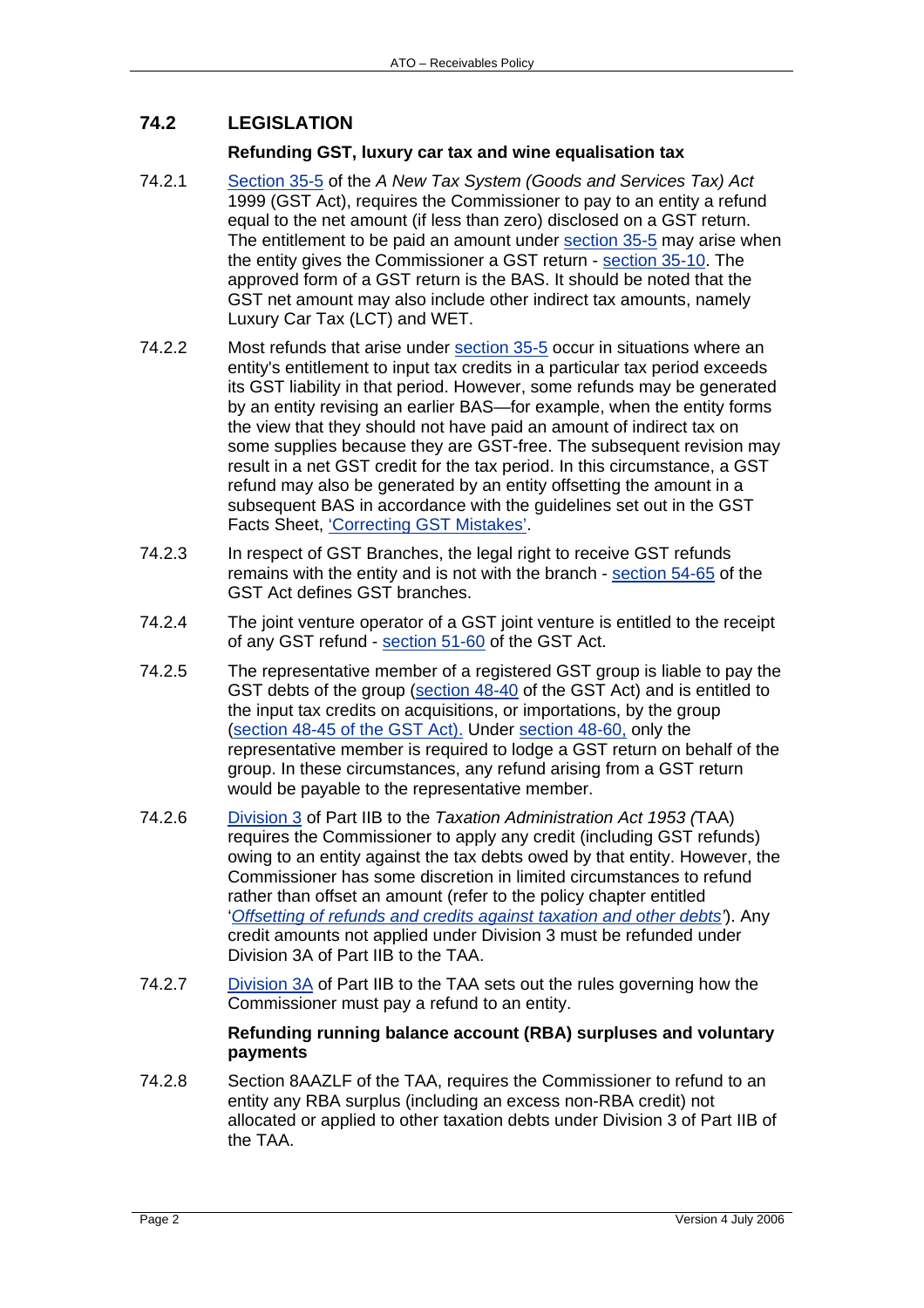## 74.2 LEGISLATION

### Refunding GST, luxury car tax and wine equalisation tax

74.2.1 Section 35-5 of the *A New Tax System (Goods and Services Tax) Act* 1999 (GST Act), requires the Commissioner to pay to an entity a refund equal to the net amount (if less than zero) disclosed on a GST return. The entitlement to be paid an amount under section 35-5 may arise when the entity gives the Commissioner a GST return - section 35-10. The approved form of a GST return is the BAS. It should be noted that the GST net amount may also include other indirect tax amounts, namely Luxury Car Tax (LCT) and WET.

74.2.2 Most refunds that arise under section 35-5 occur in situations where an entity's entitlement to input tax credits in a particular tax period exceeds its GST liability in that period. However, some refunds may be generated by an entity revising an earlier BAS—for example, when the entity forms the view that they should not have paid an amount of indirect tax on some supplies because they are GST-free. The subsequent revision may result in a net GST credit for the tax period. In this circumstance, a GST refund may also be generated by an entity offsetting the amount in a subsequent BAS in accordance with the guidelines set out in the GST Facts Sheet, 'Correcting GST Mistakes'.

74.2.3 In respect of GST Branches, the legal right to receive GST refunds remains with the entity and is not with the branch - section 54-65 of the GST Act defines GST branches.

74.2.4 The joint venture operator of a GST joint venture is entitled to the receipt of any GST refund - section 51-60 of the GST Act.

74.2.5 The representative member of a registered GST group is liable to pay the GST debts of the group (section 48-40 of the GST Act) and is entitled to the input tax credits on acquisitions, or importations, by the group (section 48-45 of the GST Act). Under section 48-60, only the representative member is required to lodge a GST return on behalf of the group. In these circumstances, any refund arising from a GST return would be payable to the representative member.

74.2.6 Division 3 of Part IIB to the *Taxation Administration Act 1953* (TAA) requires the Commissioner to apply any credit (including GST refunds) owing to an entity against the tax debts owed by that entity. However, the Commissioner has some discretion in limited circumstances to refund rather than offset an amount (refer to the policy chapter entitled '*Offsetting of refunds and credits against taxation and other debts*'). Any credit amounts not applied under Division 3 must be refunded under Division 3A of Part IIB to the TAA.

74.2.7 Division 3A of Part IIB to the TAA sets out the rules governing how the Commissioner must pay a refund to an entity.

### Refunding running balance account (RBA) surpluses and voluntary payments

74.2.8 Section 8AAZLF of the TAA, requires the Commissioner to refund to an entity any RBA surplus (including an excess non-RBA credit) not allocated or applied to other taxation debts under Division 3 of Part IIB of the TAA.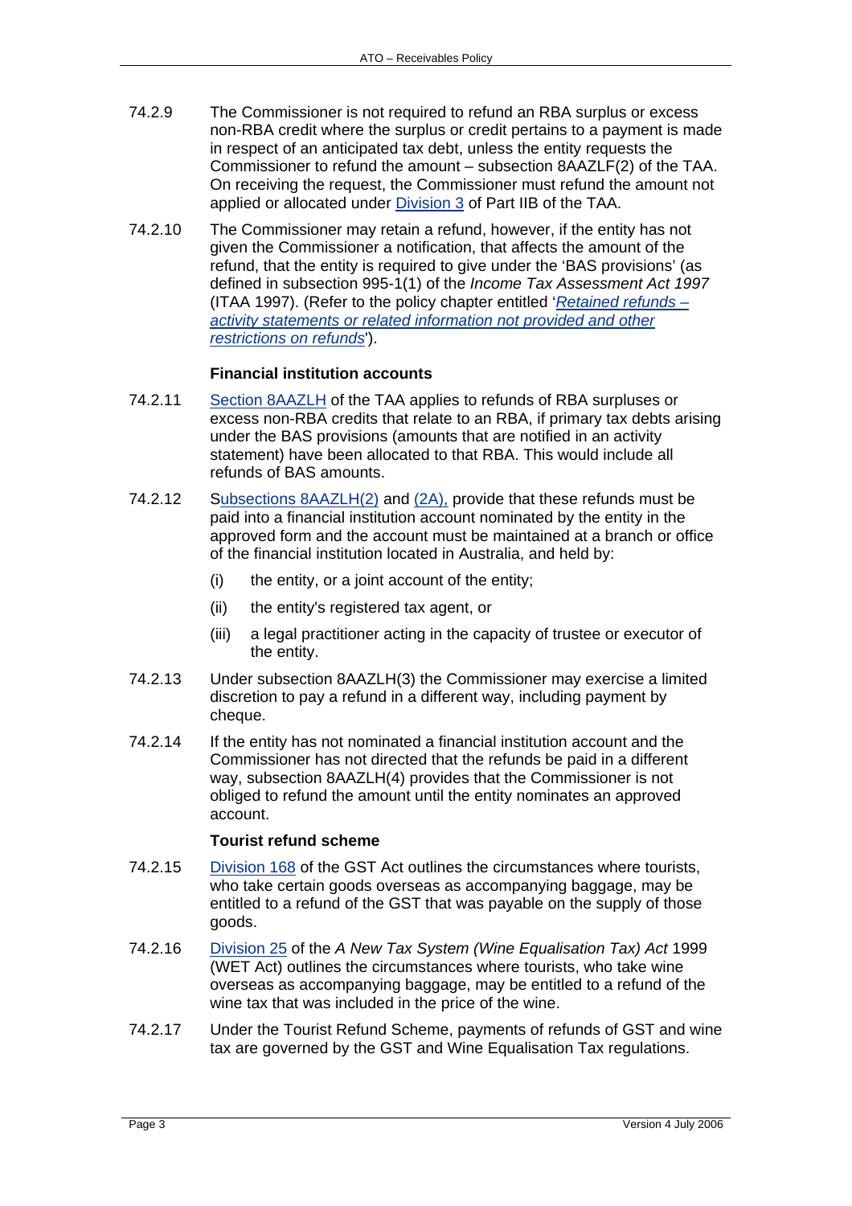74.2.9 The Commissioner is not required to refund an RBA surplus or excess non-RBA credit where the surplus or credit pertains to a payment is made in respect of an anticipated tax debt, unless the entity requests the Commissioner to refund the amount – subsection 8AAZLF(2) of the TAA. On receiving the request, the Commissioner must refund the amount not applied or allocated under Division 3 of Part IIB of the TAA.

74.2.10 The Commissioner may retain a refund, however, if the entity has not given the Commissioner a notification, that affects the amount of the refund, that the entity is required to give under the 'BAS provisions' (as defined in subsection 995-1(1) of the *Income Tax Assessment Act 1997* (ITAA 1997). (Refer to the policy chapter entitled '*Retained refunds – activity statements or related information not provided and other restrictions on refunds*').

**Financial institution accounts**

74.2.11 Section 8AAZLH of the TAA applies to refunds of RBA surpluses or excess non-RBA credits that relate to an RBA, if primary tax debts arising under the BAS provisions (amounts that are notified in an activity statement) have been allocated to that RBA. This would include all refunds of BAS amounts.

74.2.12 Subsections 8AAZLH(2) and (2A), provide that these refunds must be paid into a financial institution account nominated by the entity in the approved form and the account must be maintained at a branch or office of the financial institution located in Australia, and held by:

(i) the entity, or a joint account of the entity;

(ii) the entity's registered tax agent, or

(iii) a legal practitioner acting in the capacity of trustee or executor of the entity.

74.2.13 Under subsection 8AAZLH(3) the Commissioner may exercise a limited discretion to pay a refund in a different way, including payment by cheque.

74.2.14 If the entity has not nominated a financial institution account and the Commissioner has not directed that the refunds be paid in a different way, subsection 8AAZLH(4) provides that the Commissioner is not obliged to refund the amount until the entity nominates an approved account.

**Tourist refund scheme**

74.2.15 Division 168 of the GST Act outlines the circumstances where tourists, who take certain goods overseas as accompanying baggage, may be entitled to a refund of the GST that was payable on the supply of those goods.

74.2.16 Division 25 of the *A New Tax System (Wine Equalisation Tax) Act* 1999 (WET Act) outlines the circumstances where tourists, who take wine overseas as accompanying baggage, may be entitled to a refund of the wine tax that was included in the price of the wine.

74.2.17 Under the Tourist Refund Scheme, payments of refunds of GST and wine tax are governed by the GST and Wine Equalisation Tax regulations.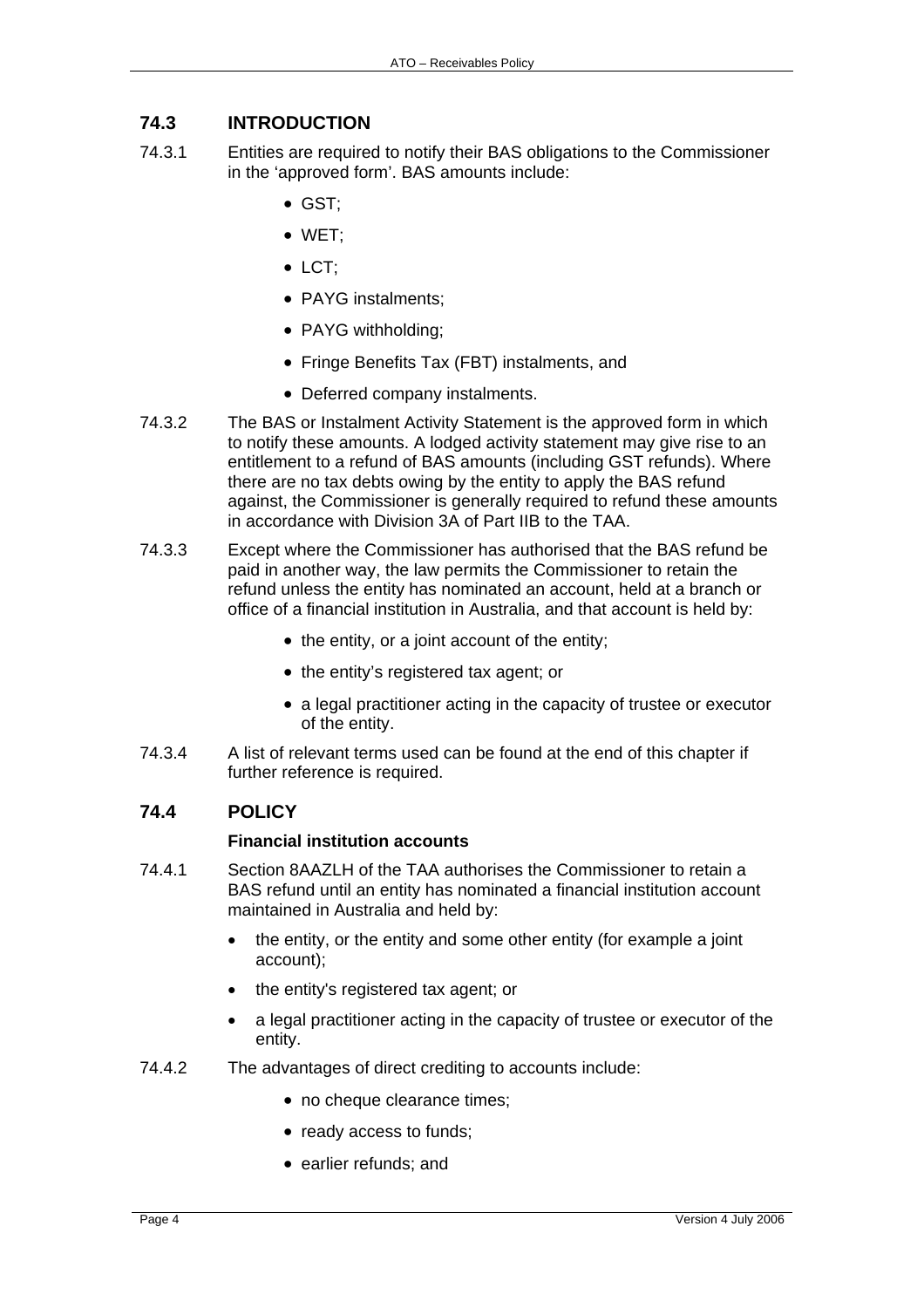## 74.3 INTRODUCTION

74.3.1 Entities are required to notify their BAS obligations to the Commissioner in the 'approved form'. BAS amounts include:

- GST;
- WET;
- LCT;
- PAYG instalments;
- PAYG withholding;
- Fringe Benefits Tax (FBT) instalments, and
- Deferred company instalments.

74.3.2 The BAS or Instalment Activity Statement is the approved form in which to notify these amounts. A lodged activity statement may give rise to an entitlement to a refund of BAS amounts (including GST refunds). Where there are no tax debts owing by the entity to apply the BAS refund against, the Commissioner is generally required to refund these amounts in accordance with Division 3A of Part IIB to the TAA.

74.3.3 Except where the Commissioner has authorised that the BAS refund be paid in another way, the law permits the Commissioner to retain the refund unless the entity has nominated an account, held at a branch or office of a financial institution in Australia, and that account is held by:

- the entity, or a joint account of the entity;
- the entity's registered tax agent; or
- a legal practitioner acting in the capacity of trustee or executor of the entity.

74.3.4 A list of relevant terms used can be found at the end of this chapter if further reference is required.

## 74.4 POLICY

**Financial institution accounts**

74.4.1 Section 8AAZLH of the TAA authorises the Commissioner to retain a BAS refund until an entity has nominated a financial institution account maintained in Australia and held by:

- the entity, or the entity and some other entity (for example a joint account);
- the entity's registered tax agent; or
- a legal practitioner acting in the capacity of trustee or executor of the entity.

74.4.2 The advantages of direct crediting to accounts include:

- no cheque clearance times;
- ready access to funds;
- earlier refunds; and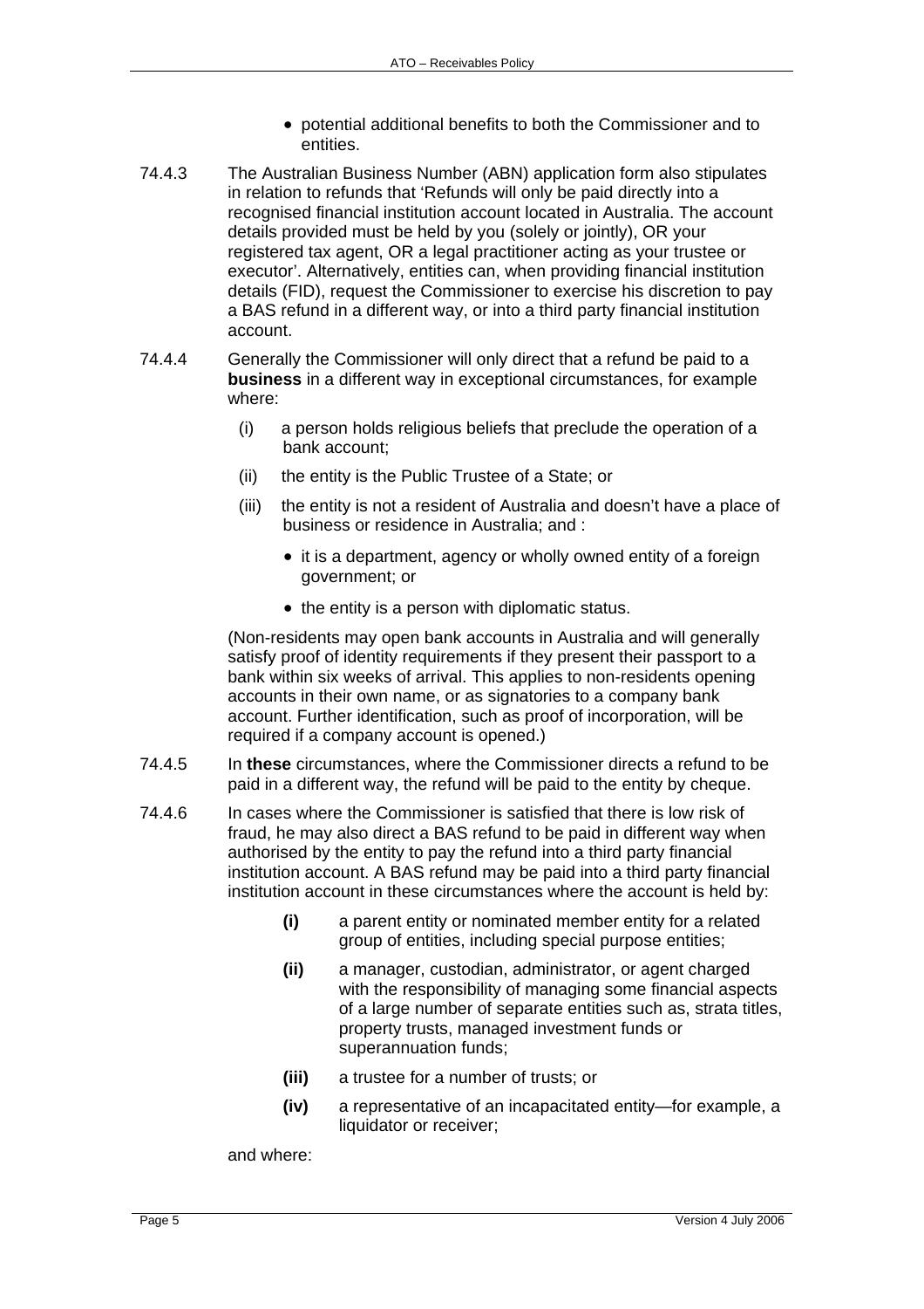- potential additional benefits to both the Commissioner and to entities.

74.4.3 The Australian Business Number (ABN) application form also stipulates in relation to refunds that 'Refunds will only be paid directly into a recognised financial institution account located in Australia. The account details provided must be held by you (solely or jointly), OR your registered tax agent, OR a legal practitioner acting as your trustee or executor'. Alternatively, entities can, when providing financial institution details (FID), request the Commissioner to exercise his discretion to pay a BAS refund in a different way, or into a third party financial institution account.

74.4.4 Generally the Commissioner will only direct that a refund be paid to a **business** in a different way in exceptional circumstances, for example where:

(i) a person holds religious beliefs that preclude the operation of a bank account;

(ii) the entity is the Public Trustee of a State; or

(iii) the entity is not a resident of Australia and doesn't have a place of business or residence in Australia; and :

- it is a department, agency or wholly owned entity of a foreign government; or
- the entity is a person with diplomatic status.

(Non-residents may open bank accounts in Australia and will generally satisfy proof of identity requirements if they present their passport to a bank within six weeks of arrival. This applies to non-residents opening accounts in their own name, or as signatories to a company bank account. Further identification, such as proof of incorporation, will be required if a company account is opened.)

74.4.5 In **these** circumstances, where the Commissioner directs a refund to be paid in a different way, the refund will be paid to the entity by cheque.

74.4.6 In cases where the Commissioner is satisfied that there is low risk of fraud, he may also direct a BAS refund to be paid in different way when authorised by the entity to pay the refund into a third party financial institution account. A BAS refund may be paid into a third party financial institution account in these circumstances where the account is held by:

**(i)** a parent entity or nominated member entity for a related group of entities, including special purpose entities;

**(ii)** a manager, custodian, administrator, or agent charged with the responsibility of managing some financial aspects of a large number of separate entities such as, strata titles, property trusts, managed investment funds or superannuation funds;

**(iii)** a trustee for a number of trusts; or

**(iv)** a representative of an incapacitated entity—for example, a liquidator or receiver;

and where: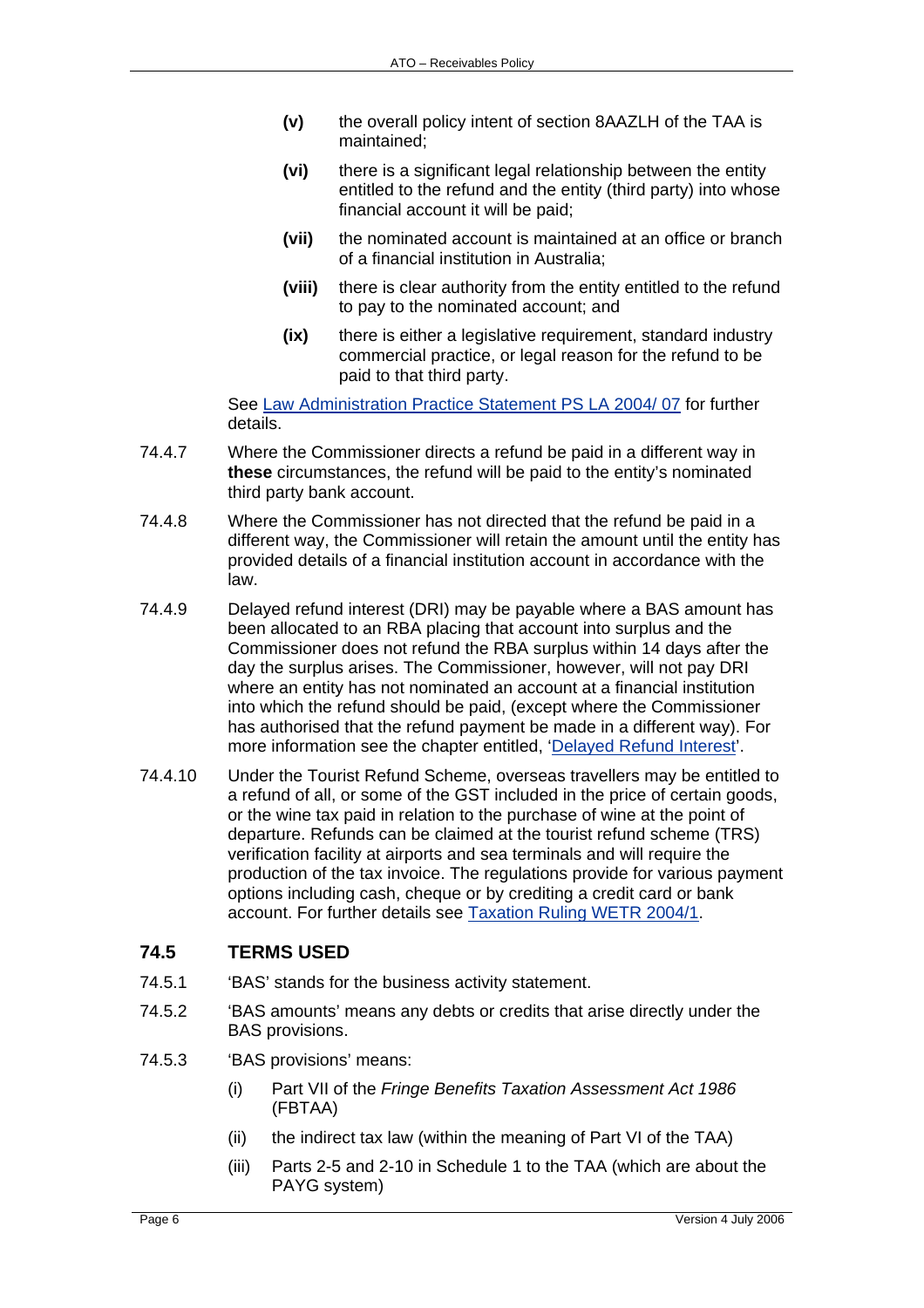**(v)** the overall policy intent of section 8AAZLH of the TAA is maintained;

**(vi)** there is a significant legal relationship between the entity entitled to the refund and the entity (third party) into whose financial account it will be paid;

**(vii)** the nominated account is maintained at an office or branch of a financial institution in Australia;

**(viii)** there is clear authority from the entity entitled to the refund to pay to the nominated account; and

**(ix)** there is either a legislative requirement, standard industry commercial practice, or legal reason for the refund to be paid to that third party.

See Law Administration Practice Statement PS LA 2004/ 07 for further details.

74.4.7 Where the Commissioner directs a refund be paid in a different way in **these** circumstances, the refund will be paid to the entity's nominated third party bank account.

74.4.8 Where the Commissioner has not directed that the refund be paid in a different way, the Commissioner will retain the amount until the entity has provided details of a financial institution account in accordance with the law.

74.4.9 Delayed refund interest (DRI) may be payable where a BAS amount has been allocated to an RBA placing that account into surplus and the Commissioner does not refund the RBA surplus within 14 days after the day the surplus arises. The Commissioner, however, will not pay DRI where an entity has not nominated an account at a financial institution into which the refund should be paid, (except where the Commissioner has authorised that the refund payment be made in a different way). For more information see the chapter entitled, 'Delayed Refund Interest'.

74.4.10 Under the Tourist Refund Scheme, overseas travellers may be entitled to a refund of all, or some of the GST included in the price of certain goods, or the wine tax paid in relation to the purchase of wine at the point of departure. Refunds can be claimed at the tourist refund scheme (TRS) verification facility at airports and sea terminals and will require the production of the tax invoice. The regulations provide for various payment options including cash, cheque or by crediting a credit card or bank account. For further details see Taxation Ruling WETR 2004/1.

## 74.5 TERMS USED

74.5.1 'BAS' stands for the business activity statement.

74.5.2 'BAS amounts' means any debts or credits that arise directly under the BAS provisions.

74.5.3 'BAS provisions' means:

(i) Part VII of the *Fringe Benefits Taxation Assessment Act 1986* (FBTAA)

(ii) the indirect tax law (within the meaning of Part VI of the TAA)

(iii) Parts 2-5 and 2-10 in Schedule 1 to the TAA (which are about the PAYG system)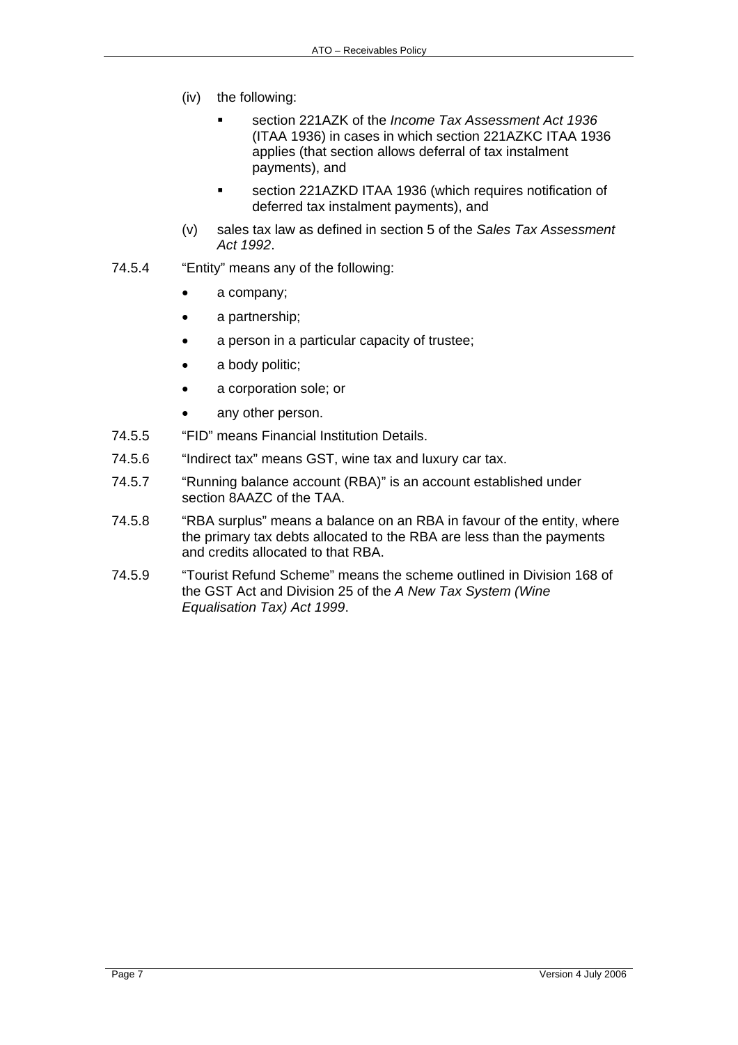(iv) the following:

- section 221AZK of the *Income Tax Assessment Act 1936* (ITAA 1936) in cases in which section 221AZKC ITAA 1936 applies (that section allows deferral of tax instalment payments), and
- section 221AZKD ITAA 1936 (which requires notification of deferred tax instalment payments), and

(v) sales tax law as defined in section 5 of the *Sales Tax Assessment Act 1992*.

74.5.4 "Entity" means any of the following:

- a company;
- a partnership;
- a person in a particular capacity of trustee;
- a body politic;
- a corporation sole; or
- any other person.

74.5.5 "FID" means Financial Institution Details.

74.5.6 "Indirect tax" means GST, wine tax and luxury car tax.

74.5.7 "Running balance account (RBA)" is an account established under section 8AAZC of the TAA.

74.5.8 "RBA surplus" means a balance on an RBA in favour of the entity, where the primary tax debts allocated to the RBA are less than the payments and credits allocated to that RBA.

74.5.9 "Tourist Refund Scheme" means the scheme outlined in Division 168 of the GST Act and Division 25 of the *A New Tax System (Wine Equalisation Tax) Act 1999*.